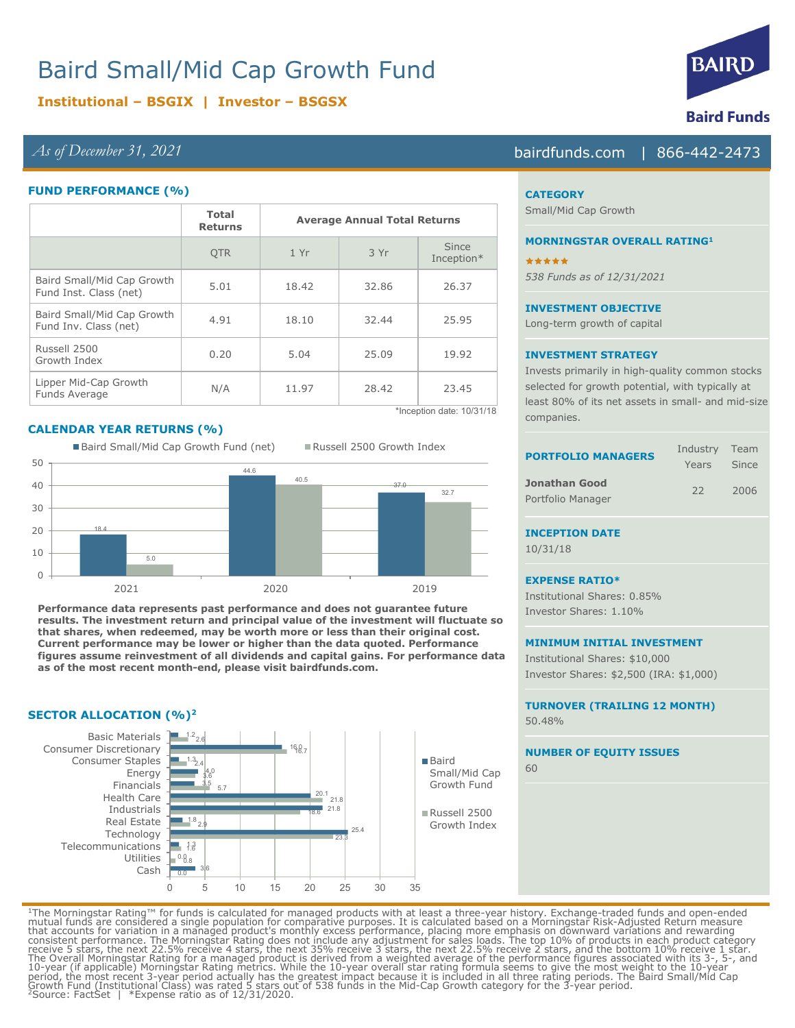# Baird Small/Mid Cap Growth Fund

**Institutional – BSGIX | Investor – BSGSX**

*As of December 31, 2021*

bairdfunds.com | 866-442-2473

## FUND PERFORMANCE (%)

| | Total Returns | Average Annual Total Returns | | |
|---|---|---|---|---|
| | QTR | 1 Yr | 3 Yr | Since Inception* |
| Baird Small/Mid Cap Growth Fund Inst. Class (net) | 5.01 | 18.42 | 32.86 | 26.37 |
| Baird Small/Mid Cap Growth Fund Inv. Class (net) | 4.91 | 18.10 | 32.44 | 25.95 |
| Russell 2500 Growth Index | 0.20 | 5.04 | 25.09 | 19.92 |
| Lipper Mid-Cap Growth Funds Average | N/A | 11.97 | 28.42 | 23.45 |

*Inception date: 10/31/18

## CALENDAR YEAR RETURNS (%)

| | 2021 | 2020 | 2019 |
|---|---|---|---|
| Baird Small/Mid Cap Growth Fund (net) | 18.4 | 44.6 | 37.0 |
| Russell 2500 Growth Index | 5.0 | 40.5 | 32.7 |

**Performance data represents past performance and does not guarantee future results. The investment return and principal value of the investment will fluctuate so that shares, when redeemed, may be worth more or less than their original cost. Current performance may be lower or higher than the data quoted. Performance figures assume reinvestment of all dividends and capital gains. For performance data as of the most recent month-end, please visit bairdfunds.com.**

## SECTOR ALLOCATION (%)[2]

| Sector | Baird Small/Mid Cap Growth Fund | Russell 2500 Growth Index |
|---|---|---|
| Basic Materials | 1.2 | 2.6 |
| Consumer Discretionary | 16.0 | 16.7 |
| Consumer Staples | 1.3 | 2.4 |
| Energy | 4.0 | 3.6 |
| Financials | 3.5 | 5.7 |
| Health Care | 20.1 | 21.8 |
| Industrials | 21.8 | 18.6 |
| Real Estate | 1.8 | 2.9 |
| Technology | 25.4 | 23.3 |
| Telecommunications | 1.3 | 1.6 |
| Utilities | 0.0 | 0.8 |
| Cash | 3.6 | 0.0 |

### CATEGORY
Small/Mid Cap Growth

### MORNINGSTAR OVERALL RATING[1]
★★★★★

*538 Funds as of 12/31/2021*

### INVESTMENT OBJECTIVE
Long-term growth of capital

### INVESTMENT STRATEGY
Invests primarily in high-quality common stocks selected for growth potential, with typically at least 80% of its net assets in small- and mid-size companies.

### PORTFOLIO MANAGERS

| | Industry Years | Team Since |
|---|---|---|
| **Jonathan Good** Portfolio Manager | 22 | 2006 |

### INCEPTION DATE
10/31/18

### EXPENSE RATIO*
Institutional Shares: 0.85%

Investor Shares: 1.10%

### MINIMUM INITIAL INVESTMENT
Institutional Shares: $10,000

Investor Shares: $2,500 (IRA: $1,000)

### TURNOVER (TRAILING 12 MONTH)
50.48%

### NUMBER OF EQUITY ISSUES
60

[1]The Morningstar Rating™ for funds is calculated for managed products with at least a three-year history. Exchange-traded funds and open-ended mutual funds are considered a single population for comparative purposes. It is calculated based on a Morningstar Risk-Adjusted Return measure that accounts for variation in a managed product's monthly excess performance, placing more emphasis on downward variations and rewarding consistent performance. The Morningstar Rating does not include any adjustment for sales loads. The top 10% of products in each product category receive 5 stars, the next 22.5% receive 4 stars, the next 35% receive 3 stars, the next 22.5% receive 2 stars, and the bottom 10% receive 1 star. The Overall Morningstar Rating for a managed product is derived from a weighted average of the performance figures associated with its 3-, 5-, and 10-year (if applicable) Morningstar Rating metrics. While the 10-year overall star rating formula seems to give the most weight to the 10-year period, the most recent 3-year period actually has the greatest impact because it is included in all three rating periods. The Baird Small/Mid Cap Growth Fund (Institutional Class) was rated 5 stars out of 538 funds in the Mid-Cap Growth category for the 3-year period.
[2]Source: FactSet | *Expense ratio as of 12/31/2020.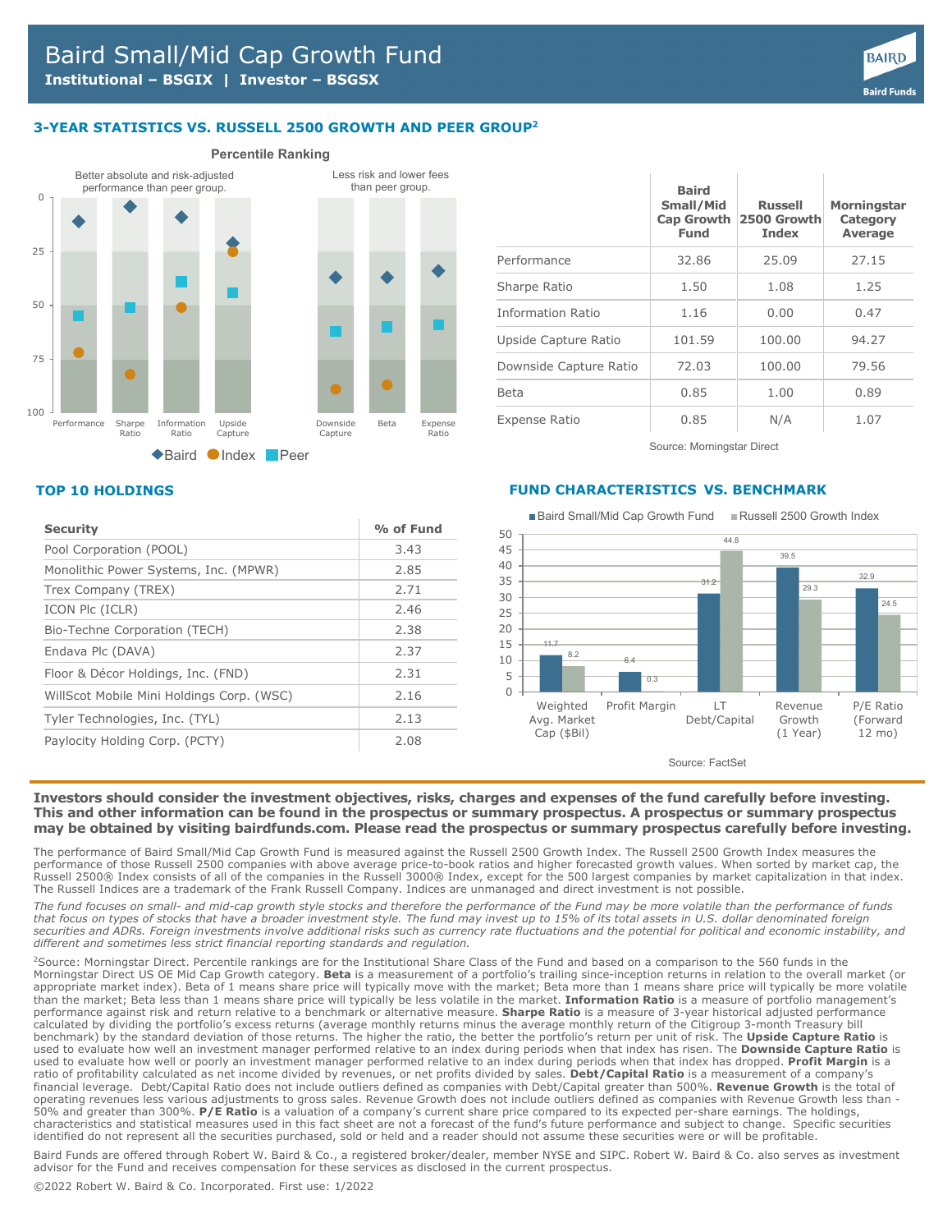# Baird Small/Mid Cap Growth Fund

**Institutional – BSGIX | Investor – BSGSX**

## 3-YEAR STATISTICS VS. RUSSELL 2500 GROWTH AND PEER GROUP[2]

Percentile Ranking

Better absolute and risk-adjusted performance than peer group.

Less risk and lower fees than peer group.

0
25
50
75
100

Performance
Sharpe Ratio
Information Ratio
Upside Capture
Downside Capture
Beta
Expense Ratio

Baird Index Peer

| | Baird Small/Mid Cap Growth Fund | Russell 2500 Growth Index | Morningstar Category Average |
|---|---|---|---|
| Performance | 32.86 | 25.09 | 27.15 |
| Sharpe Ratio | 1.50 | 1.08 | 1.25 |
| Information Ratio | 1.16 | 0.00 | 0.47 |
| Upside Capture Ratio | 101.59 | 100.00 | 94.27 |
| Downside Capture Ratio | 72.03 | 100.00 | 79.56 |
| Beta | 0.85 | 1.00 | 0.89 |
| Expense Ratio | 0.85 | N/A | 1.07 |

Source: Morningstar Direct

## TOP 10 HOLDINGS

| Security | % of Fund |
|---|---|
| Pool Corporation (POOL) | 3.43 |
| Monolithic Power Systems, Inc. (MPWR) | 2.85 |
| Trex Company (TREX) | 2.71 |
| ICON Plc (ICLR) | 2.46 |
| Bio-Techne Corporation (TECH) | 2.38 |
| Endava Plc (DAVA) | 2.37 |
| Floor & Décor Holdings, Inc. (FND) | 2.31 |
| WillScot Mobile Mini Holdings Corp. (WSC) | 2.16 |
| Tyler Technologies, Inc. (TYL) | 2.13 |
| Paylocity Holding Corp. (PCTY) | 2.08 |

## FUND CHARACTERISTICS VS. BENCHMARK

Baird Small/Mid Cap Growth Fund Russell 2500 Growth Index

50
45
40
35
30
25
20
15
10
5
0

Weighted Avg. Market Cap ($Bil): 11.7 8.2
Profit Margin: 6.4 0.3
LT Debt/Capital: 31.2 44.8
Revenue Growth (1 Year): 39.5 29.3
P/E Ratio (Forward 12 mo): 32.9 24.5

Source: FactSet

**Investors should consider the investment objectives, risks, charges and expenses of the fund carefully before investing. This and other information can be found in the prospectus or summary prospectus. A prospectus or summary prospectus may be obtained by visiting bairdfunds.com. Please read the prospectus or summary prospectus carefully before investing.**

The performance of Baird Small/Mid Cap Growth Fund is measured against the Russell 2500 Growth Index. The Russell 2500 Growth Index measures the performance of those Russell 2500 companies with above average price-to-book ratios and higher forecasted growth values. When sorted by market cap, the Russell 2500® Index consists of all of the companies in the Russell 3000® Index, except for the 500 largest companies by market capitalization in that index. The Russell Indices are a trademark of the Frank Russell Company. Indices are unmanaged and direct investment is not possible.

*The fund focuses on small- and mid-cap growth style stocks and therefore the performance of the Fund may be more volatile than the performance of funds that focus on types of stocks that have a broader investment style. The fund may invest up to 15% of its total assets in U.S. dollar denominated foreign securities and ADRs. Foreign investments involve additional risks such as currency rate fluctuations and the potential for political and economic instability, and different and sometimes less strict financial reporting standards and regulation.*

[2]Source: Morningstar Direct. Percentile rankings are for the Institutional Share Class of the Fund and based on a comparison to the 560 funds in the Morningstar Direct US OE Mid Cap Growth category. **Beta** is a measurement of a portfolio's trailing since-inception returns in relation to the overall market (or appropriate market index). Beta of 1 means share price will typically move with the market; Beta more than 1 means share price will typically be more volatile than the market; Beta less than 1 means share price will typically be less volatile in the market. **Information Ratio** is a measure of portfolio management's performance against risk and return relative to a benchmark or alternative measure. **Sharpe Ratio** is a measure of 3-year historical adjusted performance calculated by dividing the portfolio's excess returns (average monthly returns minus the average monthly return of the Citigroup 3-month Treasury bill benchmark) by the standard deviation of those returns. The higher the ratio, the better the portfolio's return per unit of risk. The **Upside Capture Ratio** is used to evaluate how well an investment manager performed relative to an index during periods when that index has risen. The **Downside Capture Ratio** is used to evaluate how well or poorly an investment manager performed relative to an index during periods when that index has dropped. **Profit Margin** is a ratio of profitability calculated as net income divided by revenues, or net profits divided by sales. **Debt/Capital Ratio** is a measurement of a company's financial leverage. Debt/Capital Ratio does not include outliers defined as companies with Debt/Capital greater than 500%. **Revenue Growth** is the total of operating revenues less various adjustments to gross sales. Revenue Growth does not include outliers defined as companies with Revenue Growth less than -50% and greater than 300%. **P/E Ratio** is a valuation of a company's current share price compared to its expected per-share earnings. The holdings, characteristics and statistical measures used in this fact sheet are not a forecast of the fund's future performance and subject to change. Specific securities identified do not represent all the securities purchased, sold or held and a reader should not assume these securities were or will be profitable.

Baird Funds are offered through Robert W. Baird & Co., a registered broker/dealer, member NYSE and SIPC. Robert W. Baird & Co. also serves as investment advisor for the Fund and receives compensation for these services as disclosed in the current prospectus.

©2022 Robert W. Baird & Co. Incorporated. First use: 1/2022